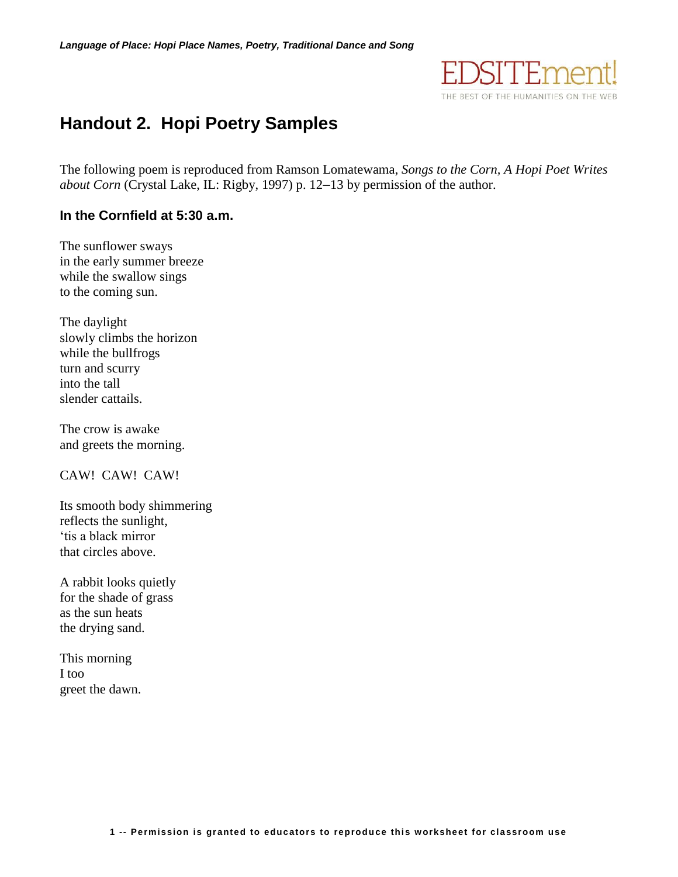# Handout 2. Hopi Poetry Samples

The following poem is reproduced from Ramson Lomatewama, *Songs to the Corn, A Hopi Poet Writes about Corn* (Crystal Lake, IL: Rigby, 1997) p. 12–13 by permission of the author.

### In the Cornfield at 5:30 a.m.

The sunflower sways  
in the early summer breeze  
while the swallow sings  
to the coming sun.

The daylight  
slowly climbs the horizon  
while the bullfrogs  
turn and scurry  
into the tall  
slender cattails.

The crow is awake  
and greets the morning.

CAW! CAW! CAW!

Its smooth body shimmering  
reflects the sunlight,  
'tis a black mirror  
that circles above.

A rabbit looks quietly  
for the shade of grass  
as the sun heats  
the drying sand.

This morning  
I too  
greet the dawn.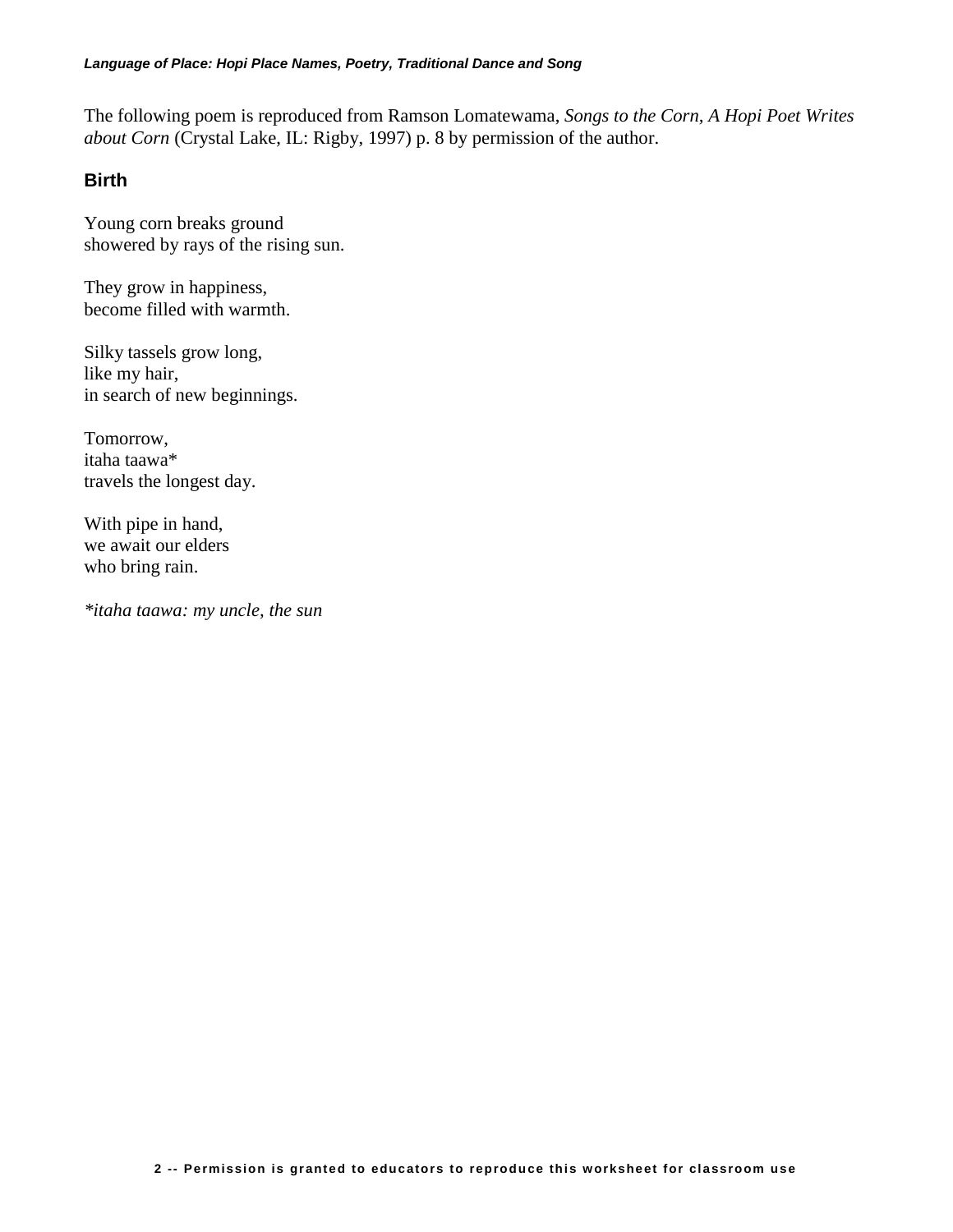The following poem is reproduced from Ramson Lomatewama, *Songs to the Corn, A Hopi Poet Writes about Corn* (Crystal Lake, IL: Rigby, 1997) p. 8 by permission of the author.

### Birth

Young corn breaks ground  
showered by rays of the rising sun.

They grow in happiness,  
become filled with warmth.

Silky tassels grow long,  
like my hair,  
in search of new beginnings.

Tomorrow,  
itaha taawa*  
travels the longest day.

With pipe in hand,  
we await our elders  
who bring rain.

*\*itaha taawa: my uncle, the sun*

**Permission is granted to educators to reproduce this worksheet for classroom use**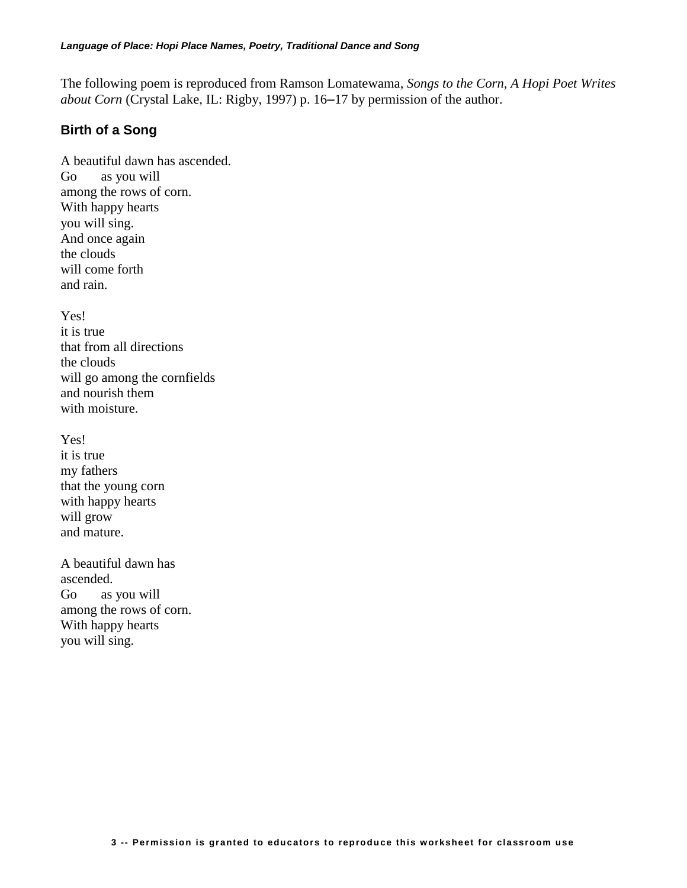The following poem is reproduced from Ramson Lomatewama, *Songs to the Corn, A Hopi Poet Writes about Corn* (Crystal Lake, IL: Rigby, 1997) p. 16–17 by permission of the author.

## Birth of a Song

A beautiful dawn has ascended.  
Go     as you will  
among the rows of corn.  
With happy hearts  
you will sing.  
And once again  
the clouds  
will come forth  
and rain.

Yes!  
it is true  
that from all directions  
the clouds  
will go among the cornfields  
and nourish them  
with moisture.

Yes!  
it is true  
my fathers  
that the young corn  
with happy hearts  
will grow  
and mature.

A beautiful dawn has  
ascended.  
Go     as you will  
among the rows of corn.  
With happy hearts  
you will sing.

Permission is granted to educators to reproduce this worksheet for classroom use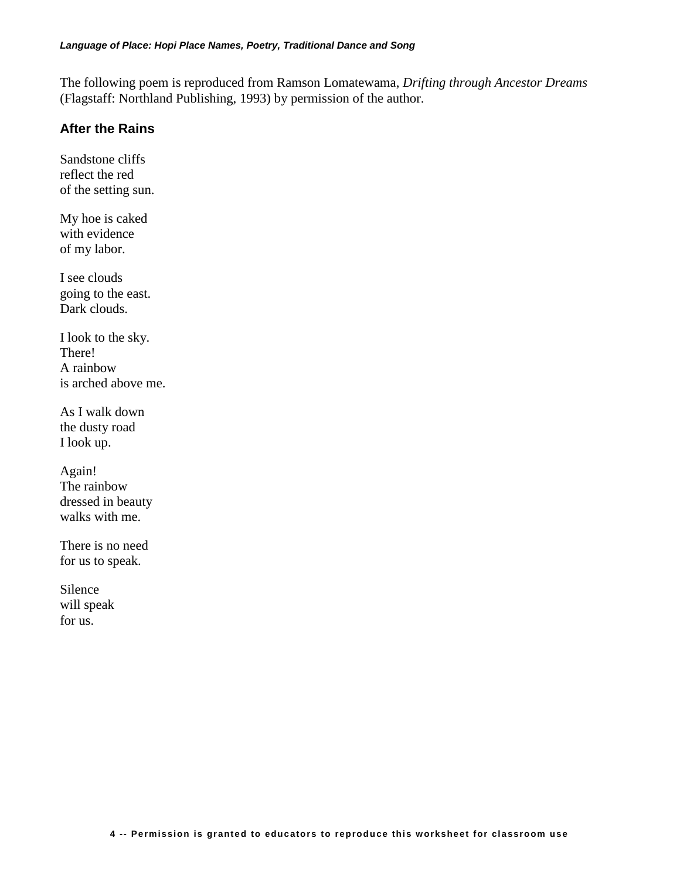The following poem is reproduced from Ramson Lomatewama, *Drifting through Ancestor Dreams* (Flagstaff: Northland Publishing, 1993) by permission of the author.

## After the Rains

Sandstone cliffs  
reflect the red  
of the setting sun.

My hoe is caked  
with evidence  
of my labor.

I see clouds  
going to the east.  
Dark clouds.

I look to the sky.  
There!  
A rainbow  
is arched above me.

As I walk down  
the dusty road  
I look up.

Again!  
The rainbow  
dressed in beauty  
walks with me.

There is no need  
for us to speak.

Silence  
will speak  
for us.

**Permission is granted to educators to reproduce this worksheet for classroom use**